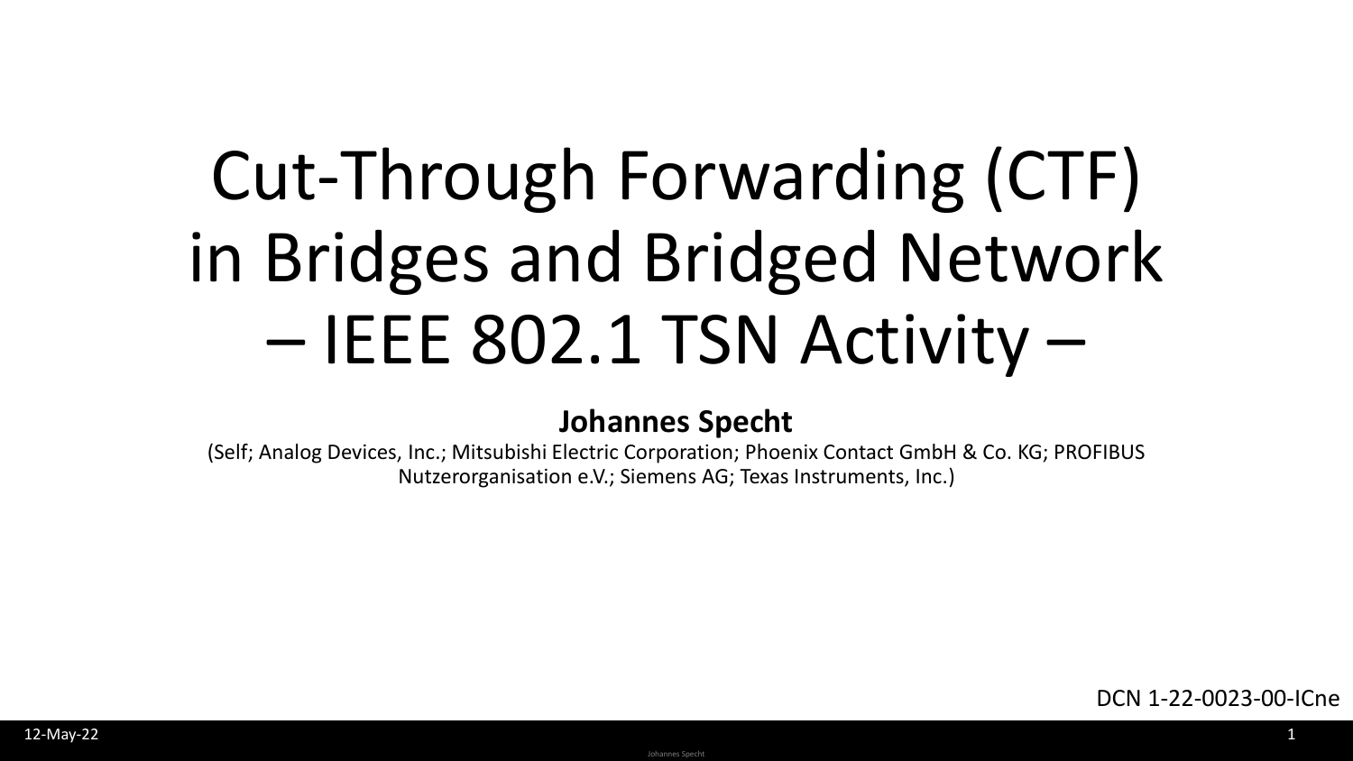# Cut-Through Forwarding (CTF) in Bridges and Bridged Network – IEEE 802.1 TSN Activity –

**Johannes Specht**

(Self; Analog Devices, Inc.; Mitsubishi Electric Corporation; Phoenix Contact GmbH & Co. KG; PROFIBUS Nutzerorganisation e.V.; Siemens AG; Texas Instruments, Inc.)

DCN 1-22-0023-00-ICne

12-May-22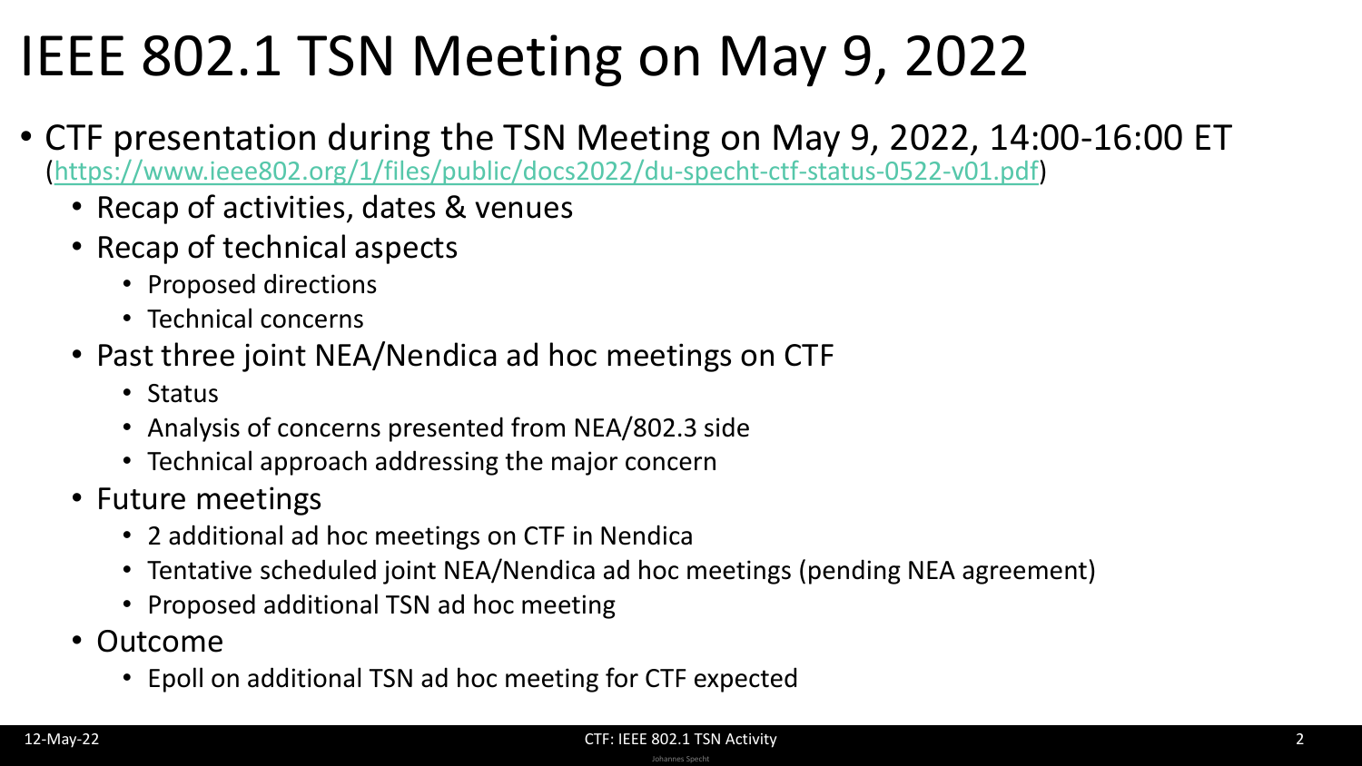# IEEE 802.1 TSN Meeting on May 9, 2022

- CTF presentation during the TSN Meeting on May 9, 2022, 14:00-16:00 ET ([https://www.ieee802.org/1/files/public/docs2022/du-specht-ctf-status-0522-v01.pdf](https://www.ieee802.org/1/files/public/docs2022/du-specht-ctf-status-0522-v01.pdf))
  - Recap of activities, dates & venues
  - Recap of technical aspects
    - Proposed directions
    - Technical concerns
  - Past three joint NEA/Nendica ad hoc meetings on CTF
    - Status
    - Analysis of concerns presented from NEA/802.3 side
    - Technical approach addressing the major concern
  - Future meetings
    - 2 additional ad hoc meetings on CTF in Nendica
    - Tentative scheduled joint NEA/Nendica ad hoc meetings (pending NEA agreement)
    - Proposed additional TSN ad hoc meeting
  - Outcome
    - Epoll on additional TSN ad hoc meeting for CTF expected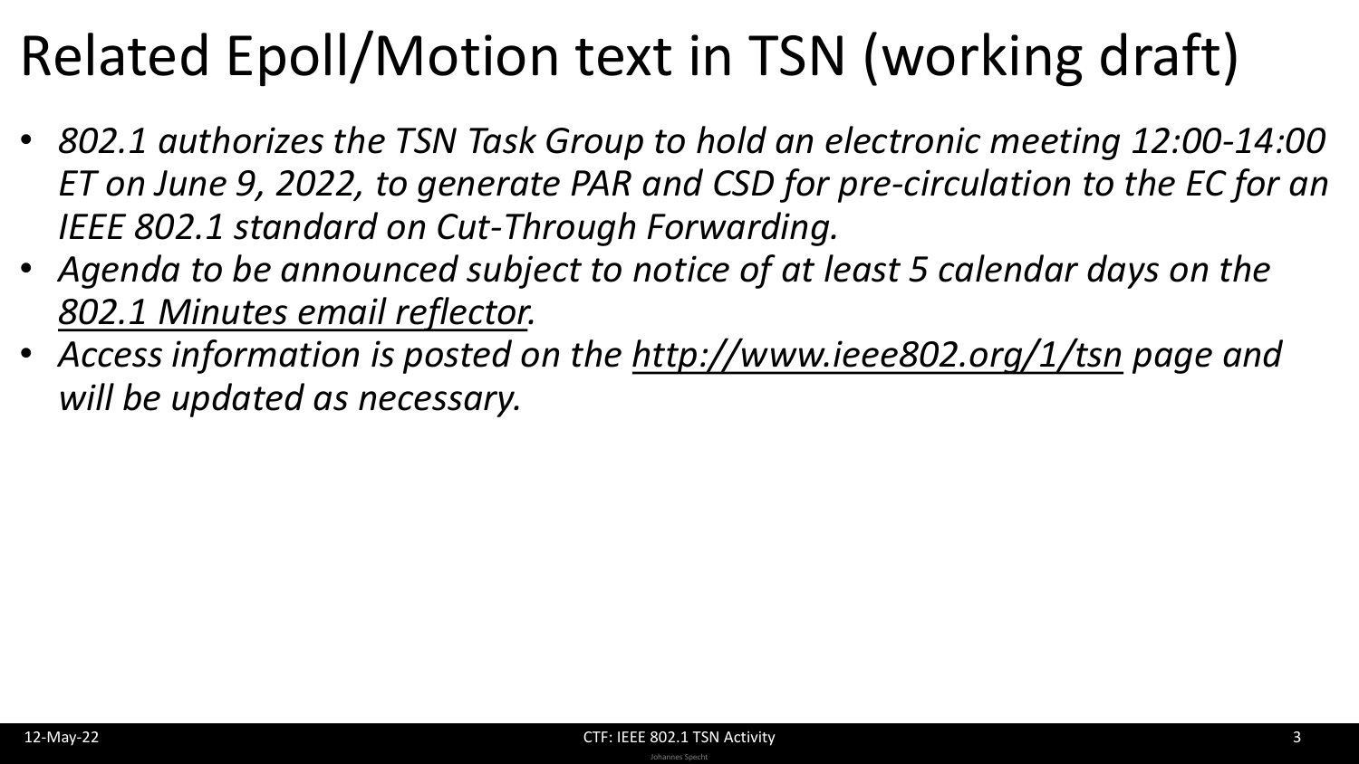# Related Epoll/Motion text in TSN (working draft)

- *802.1 authorizes the TSN Task Group to hold an electronic meeting 12:00-14:00 ET on June 9, 2022, to generate PAR and CSD for pre-circulation to the EC for an IEEE 802.1 standard on Cut-Through Forwarding.*
- *Agenda to be announced subject to notice of at least 5 calendar days on the 802.1 Minutes email reflector.*
- *Access information is posted on the http://www.ieee802.org/1/tsn page and will be updated as necessary.*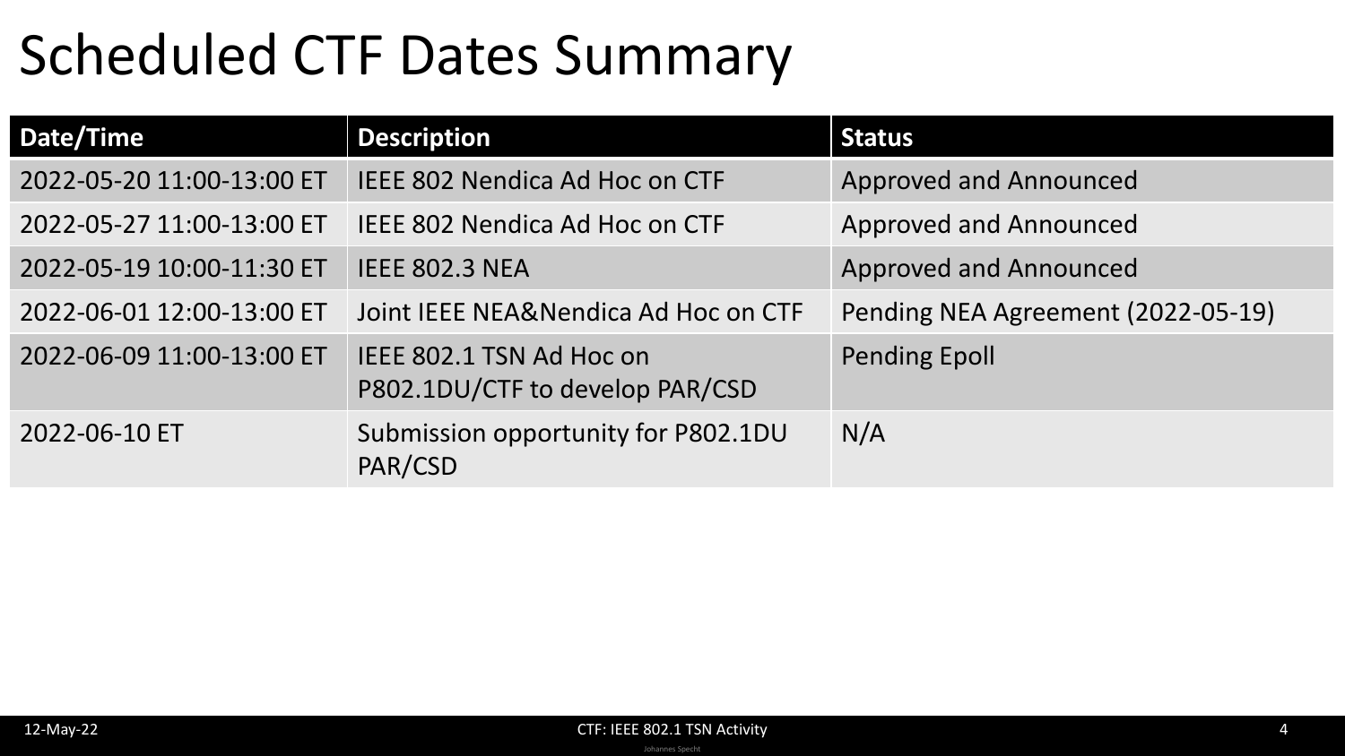# Scheduled CTF Dates Summary

| Date/Time | Description | Status |
| --- | --- | --- |
| 2022-05-20 11:00-13:00 ET | IEEE 802 Nendica Ad Hoc on CTF | Approved and Announced |
| 2022-05-27 11:00-13:00 ET | IEEE 802 Nendica Ad Hoc on CTF | Approved and Announced |
| 2022-05-19 10:00-11:30 ET | IEEE 802.3 NEA | Approved and Announced |
| 2022-06-01 12:00-13:00 ET | Joint IEEE NEA&Nendica Ad Hoc on CTF | Pending NEA Agreement (2022-05-19) |
| 2022-06-09 11:00-13:00 ET | IEEE 802.1 TSN Ad Hoc on P802.1DU/CTF to develop PAR/CSD | Pending Epoll |
| 2022-06-10 ET | Submission opportunity for P802.1DU PAR/CSD | N/A |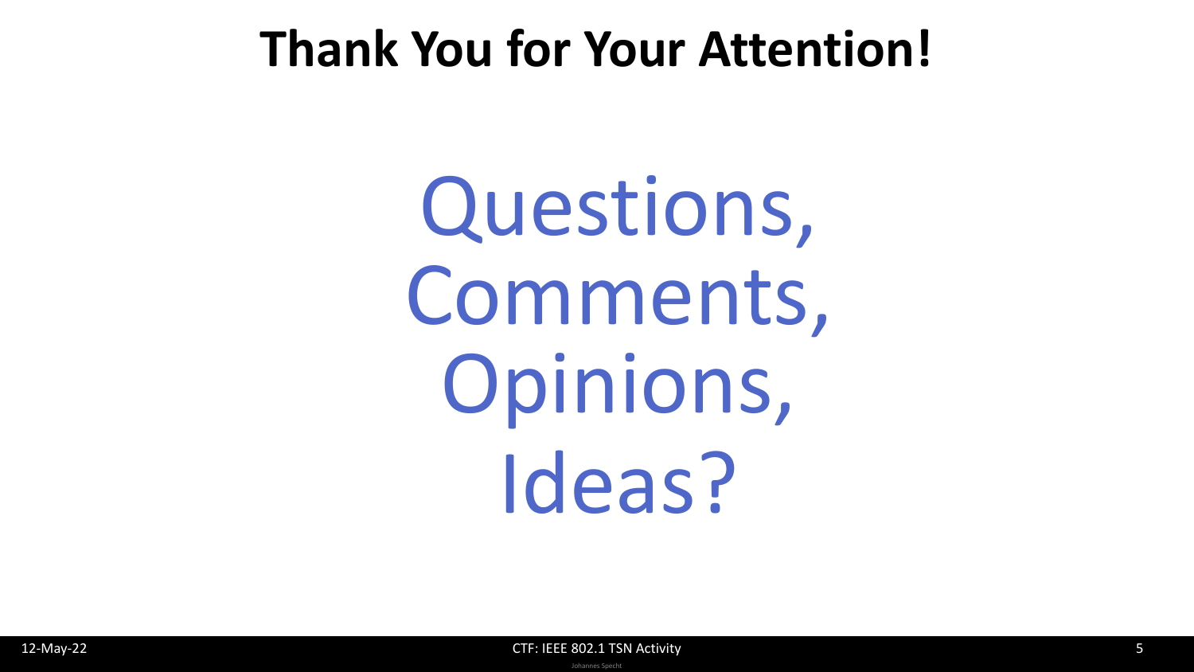# Thank You for Your Attention!

Questions,
Comments,
Opinions,
Ideas?